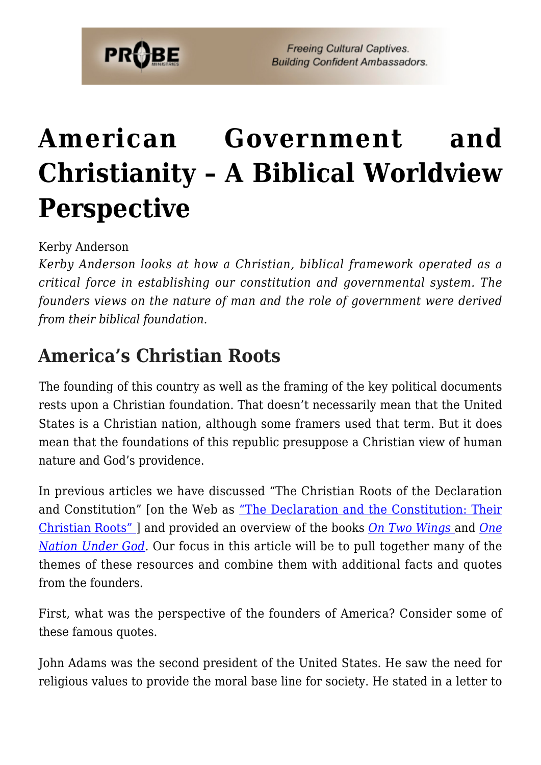# American Government and Christianity – A Biblical Worldview Perspective

Kerby Anderson

*Kerby Anderson looks at how a Christian, biblical framework operated as a critical force in establishing our constitution and governmental system. The founders views on the nature of man and the role of government were derived from their biblical foundation.*

## America's Christian Roots

The founding of this country as well as the framing of the key political documents rests upon a Christian foundation. That doesn't necessarily mean that the United States is a Christian nation, although some framers used that term. But it does mean that the foundations of this republic presuppose a Christian view of human nature and God's providence.

In previous articles we have discussed "The Christian Roots of the Declaration and Constitution" [on the Web as "The Declaration and the Constitution: Their Christian Roots" ] and provided an overview of the books *On Two Wings* and *One Nation Under God*. Our focus in this article will be to pull together many of the themes of these resources and combine them with additional facts and quotes from the founders.

First, what was the perspective of the founders of America? Consider some of these famous quotes.

John Adams was the second president of the United States. He saw the need for religious values to provide the moral base line for society. He stated in a letter to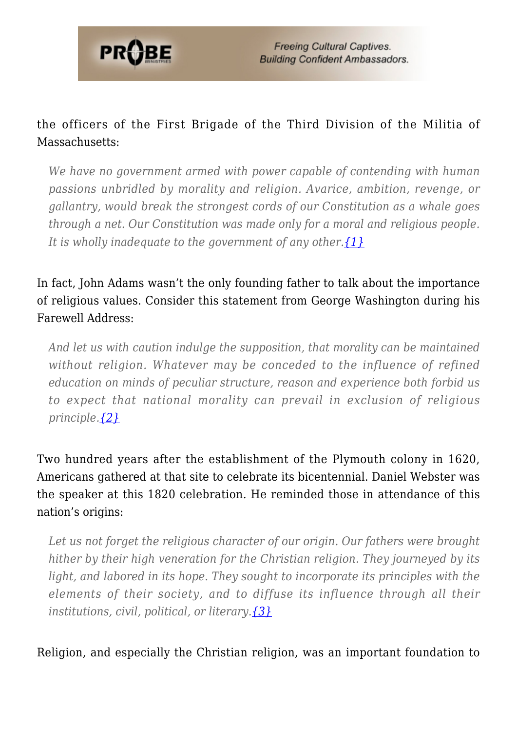the officers of the First Brigade of the Third Division of the Militia of Massachusetts:

> *We have no government armed with power capable of contending with human passions unbridled by morality and religion. Avarice, ambition, revenge, or gallantry, would break the strongest cords of our Constitution as a whale goes through a net. Our Constitution was made only for a moral and religious people. It is wholly inadequate to the government of any other.*{1}

In fact, John Adams wasn't the only founding father to talk about the importance of religious values. Consider this statement from George Washington during his Farewell Address:

> *And let us with caution indulge the supposition, that morality can be maintained without religion. Whatever may be conceded to the influence of refined education on minds of peculiar structure, reason and experience both forbid us to expect that national morality can prevail in exclusion of religious principle.*{2}

Two hundred years after the establishment of the Plymouth colony in 1620, Americans gathered at that site to celebrate its bicentennial. Daniel Webster was the speaker at this 1820 celebration. He reminded those in attendance of this nation's origins:

> *Let us not forget the religious character of our origin. Our fathers were brought hither by their high veneration for the Christian religion. They journeyed by its light, and labored in its hope. They sought to incorporate its principles with the elements of their society, and to diffuse its influence through all their institutions, civil, political, or literary.*{3}

Religion, and especially the Christian religion, was an important foundation to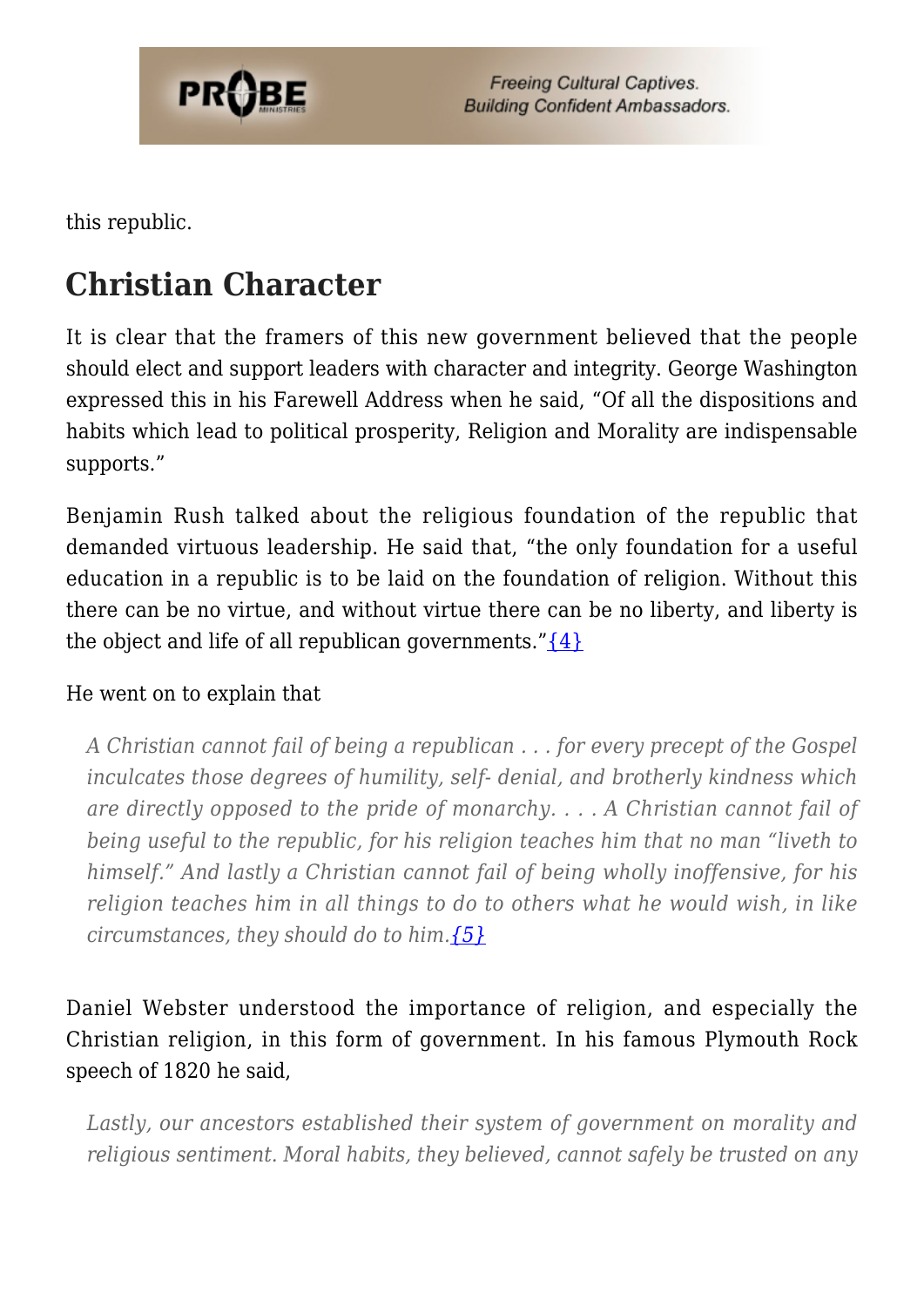this republic.

## Christian Character

It is clear that the framers of this new government believed that the people should elect and support leaders with character and integrity. George Washington expressed this in his Farewell Address when he said, "Of all the dispositions and habits which lead to political prosperity, Religion and Morality are indispensable supports."

Benjamin Rush talked about the religious foundation of the republic that demanded virtuous leadership. He said that, "the only foundation for a useful education in a republic is to be laid on the foundation of religion. Without this there can be no virtue, and without virtue there can be no liberty, and liberty is the object and life of all republican governments."{4}

He went on to explain that

> *A Christian cannot fail of being a republican . . . for every precept of the Gospel inculcates those degrees of humility, self- denial, and brotherly kindness which are directly opposed to the pride of monarchy. . . . A Christian cannot fail of being useful to the republic, for his religion teaches him that no man "liveth to himself." And lastly a Christian cannot fail of being wholly inoffensive, for his religion teaches him in all things to do to others what he would wish, in like circumstances, they should do to him.*{5}

Daniel Webster understood the importance of religion, and especially the Christian religion, in this form of government. In his famous Plymouth Rock speech of 1820 he said,

> *Lastly, our ancestors established their system of government on morality and religious sentiment. Moral habits, they believed, cannot safely be trusted on any*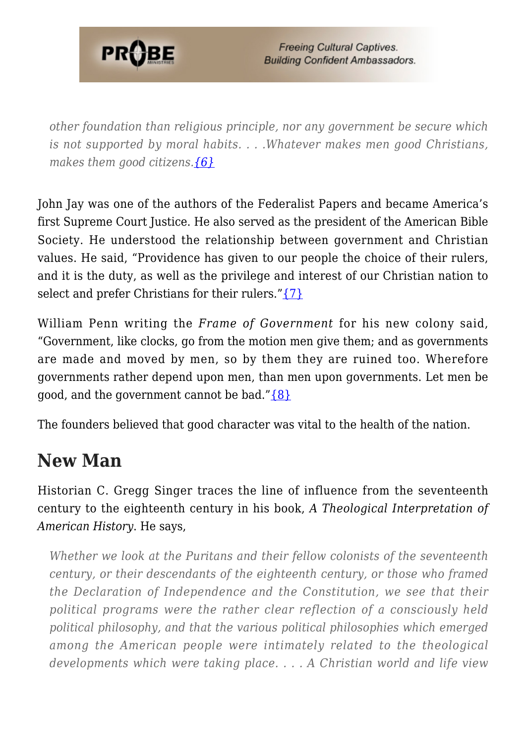> *other foundation than religious principle, nor any government be secure which is not supported by moral habits. . . .Whatever makes men good Christians, makes them good citizens.*{6}

John Jay was one of the authors of the Federalist Papers and became America's first Supreme Court Justice. He also served as the president of the American Bible Society. He understood the relationship between government and Christian values. He said, "Providence has given to our people the choice of their rulers, and it is the duty, as well as the privilege and interest of our Christian nation to select and prefer Christians for their rulers."{7}

William Penn writing the *Frame of Government* for his new colony said, "Government, like clocks, go from the motion men give them; and as governments are made and moved by men, so by them they are ruined too. Wherefore governments rather depend upon men, than men upon governments. Let men be good, and the government cannot be bad."{8}

The founders believed that good character was vital to the health of the nation.

## New Man

Historian C. Gregg Singer traces the line of influence from the seventeenth century to the eighteenth century in his book, *A Theological Interpretation of American History*. He says,

> *Whether we look at the Puritans and their fellow colonists of the seventeenth century, or their descendants of the eighteenth century, or those who framed the Declaration of Independence and the Constitution, we see that their political programs were the rather clear reflection of a consciously held political philosophy, and that the various political philosophies which emerged among the American people were intimately related to the theological developments which were taking place. . . . A Christian world and life view*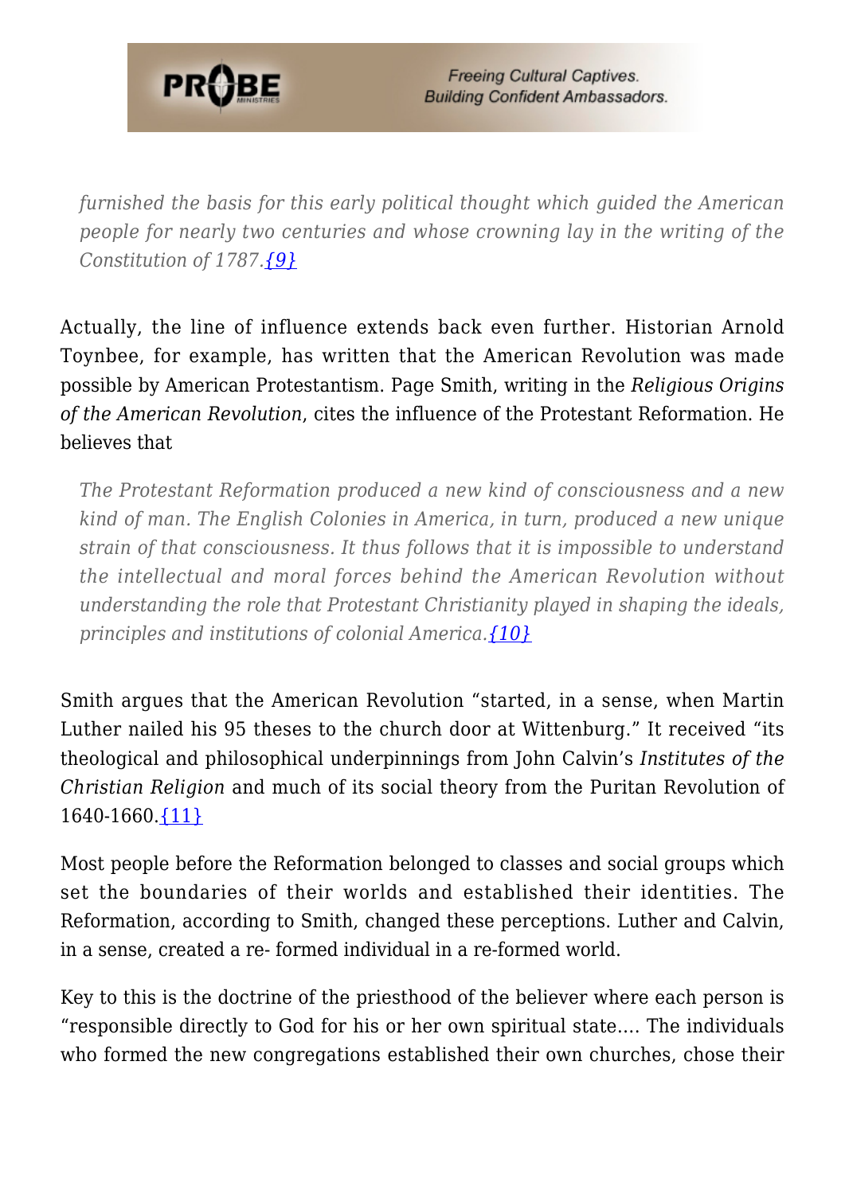> *furnished the basis for this early political thought which guided the American people for nearly two centuries and whose crowning lay in the writing of the Constitution of 1787.*{9}

Actually, the line of influence extends back even further. Historian Arnold Toynbee, for example, has written that the American Revolution was made possible by American Protestantism. Page Smith, writing in the *Religious Origins of the American Revolution*, cites the influence of the Protestant Reformation. He believes that

> *The Protestant Reformation produced a new kind of consciousness and a new kind of man. The English Colonies in America, in turn, produced a new unique strain of that consciousness. It thus follows that it is impossible to understand the intellectual and moral forces behind the American Revolution without understanding the role that Protestant Christianity played in shaping the ideals, principles and institutions of colonial America.*{10}

Smith argues that the American Revolution "started, in a sense, when Martin Luther nailed his 95 theses to the church door at Wittenburg." It received "its theological and philosophical underpinnings from John Calvin's *Institutes of the Christian Religion* and much of its social theory from the Puritan Revolution of 1640-1660.{11}

Most people before the Reformation belonged to classes and social groups which set the boundaries of their worlds and established their identities. The Reformation, according to Smith, changed these perceptions. Luther and Calvin, in a sense, created a re- formed individual in a re-formed world.

Key to this is the doctrine of the priesthood of the believer where each person is "responsible directly to God for his or her own spiritual state.... The individuals who formed the new congregations established their own churches, chose their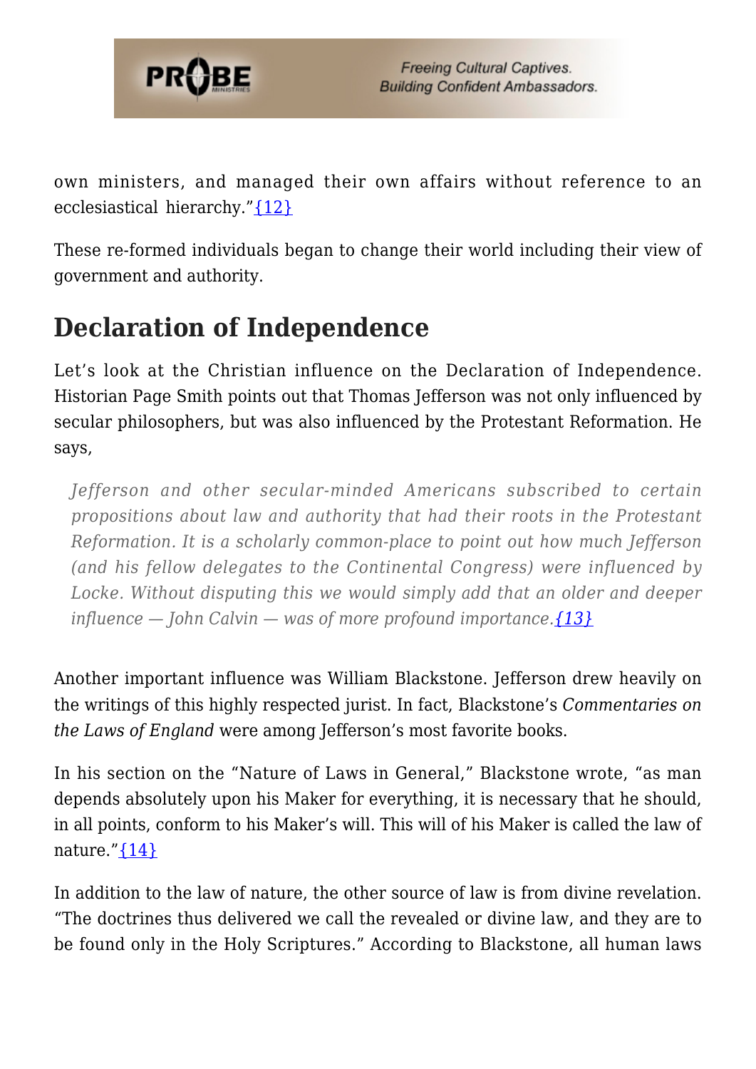own ministers, and managed their own affairs without reference to an ecclesiastical hierarchy."{12}

These re-formed individuals began to change their world including their view of government and authority.

## Declaration of Independence

Let's look at the Christian influence on the Declaration of Independence. Historian Page Smith points out that Thomas Jefferson was not only influenced by secular philosophers, but was also influenced by the Protestant Reformation. He says,

> *Jefferson and other secular-minded Americans subscribed to certain propositions about law and authority that had their roots in the Protestant Reformation. It is a scholarly common-place to point out how much Jefferson (and his fellow delegates to the Continental Congress) were influenced by Locke. Without disputing this we would simply add that an older and deeper influence — John Calvin — was of more profound importance.*{13}

Another important influence was William Blackstone. Jefferson drew heavily on the writings of this highly respected jurist. In fact, Blackstone's *Commentaries on the Laws of England* were among Jefferson's most favorite books.

In his section on the "Nature of Laws in General," Blackstone wrote, "as man depends absolutely upon his Maker for everything, it is necessary that he should, in all points, conform to his Maker's will. This will of his Maker is called the law of nature."{14}

In addition to the law of nature, the other source of law is from divine revelation. "The doctrines thus delivered we call the revealed or divine law, and they are to be found only in the Holy Scriptures." According to Blackstone, all human laws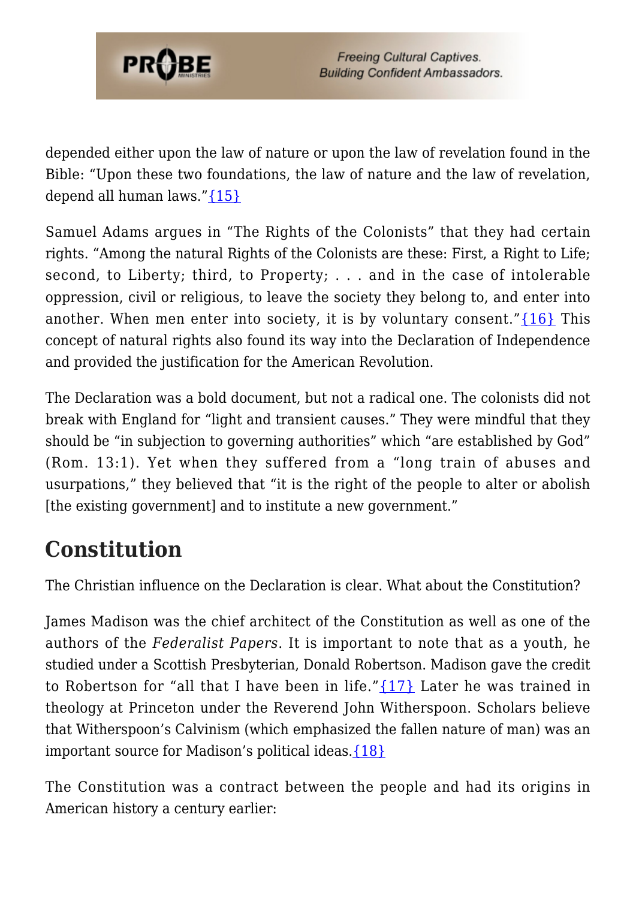depended either upon the law of nature or upon the law of revelation found in the Bible: "Upon these two foundations, the law of nature and the law of revelation, depend all human laws."{15}

Samuel Adams argues in "The Rights of the Colonists" that they had certain rights. "Among the natural Rights of the Colonists are these: First, a Right to Life; second, to Liberty; third, to Property; . . . and in the case of intolerable oppression, civil or religious, to leave the society they belong to, and enter into another. When men enter into society, it is by voluntary consent."{16} This concept of natural rights also found its way into the Declaration of Independence and provided the justification for the American Revolution.

The Declaration was a bold document, but not a radical one. The colonists did not break with England for "light and transient causes." They were mindful that they should be "in subjection to governing authorities" which "are established by God" (Rom. 13:1). Yet when they suffered from a "long train of abuses and usurpations," they believed that "it is the right of the people to alter or abolish [the existing government] and to institute a new government."

## Constitution

The Christian influence on the Declaration is clear. What about the Constitution?

James Madison was the chief architect of the Constitution as well as one of the authors of the *Federalist Papers*. It is important to note that as a youth, he studied under a Scottish Presbyterian, Donald Robertson. Madison gave the credit to Robertson for "all that I have been in life."{17} Later he was trained in theology at Princeton under the Reverend John Witherspoon. Scholars believe that Witherspoon's Calvinism (which emphasized the fallen nature of man) was an important source for Madison's political ideas.{18}

The Constitution was a contract between the people and had its origins in American history a century earlier: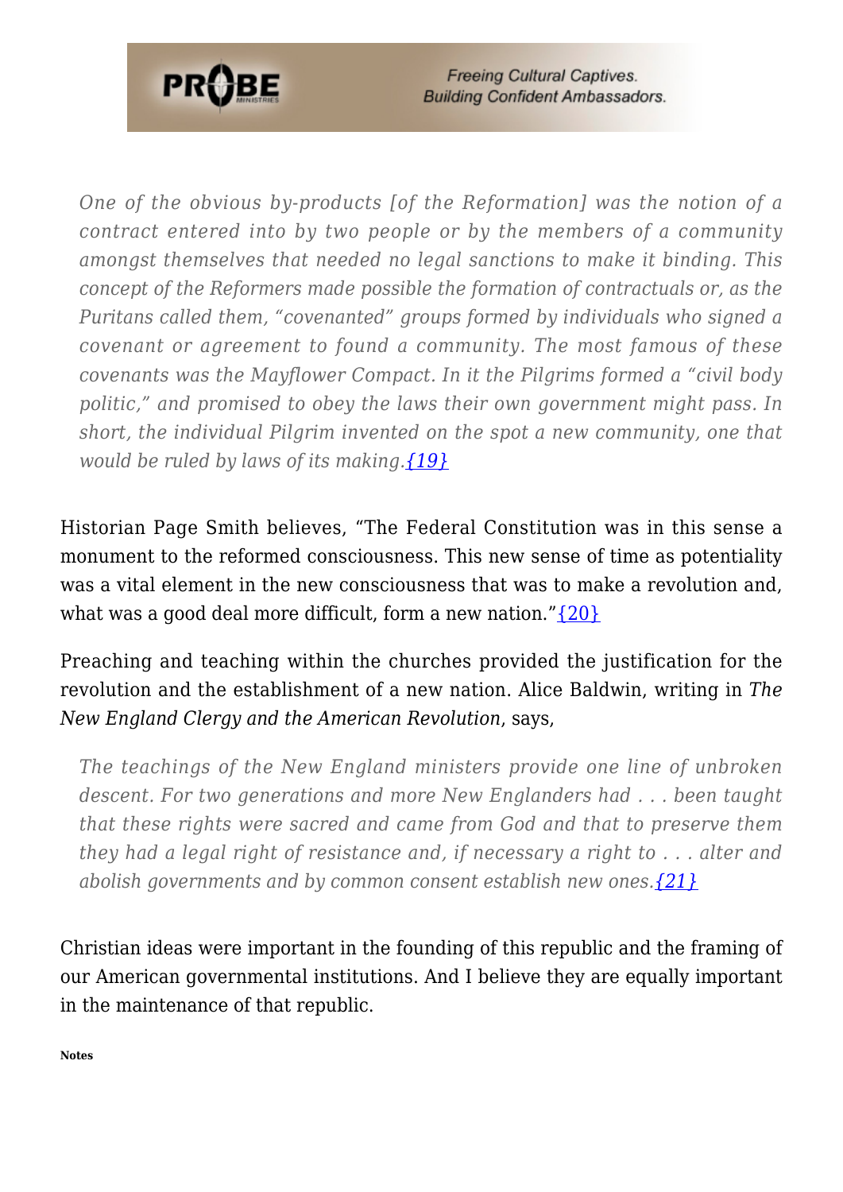> *One of the obvious by-products [of the Reformation] was the notion of a contract entered into by two people or by the members of a community amongst themselves that needed no legal sanctions to make it binding. This concept of the Reformers made possible the formation of contractuals or, as the Puritans called them, "covenanted" groups formed by individuals who signed a covenant or agreement to found a community. The most famous of these covenants was the Mayflower Compact. In it the Pilgrims formed a "civil body politic," and promised to obey the laws their own government might pass. In short, the individual Pilgrim invented on the spot a new community, one that would be ruled by laws of its making.*{19}

Historian Page Smith believes, "The Federal Constitution was in this sense a monument to the reformed consciousness. This new sense of time as potentiality was a vital element in the new consciousness that was to make a revolution and, what was a good deal more difficult, form a new nation."{20}

Preaching and teaching within the churches provided the justification for the revolution and the establishment of a new nation. Alice Baldwin, writing in *The New England Clergy and the American Revolution*, says,

> *The teachings of the New England ministers provide one line of unbroken descent. For two generations and more New Englanders had . . . been taught that these rights were sacred and came from God and that to preserve them they had a legal right of resistance and, if necessary a right to . . . alter and abolish governments and by common consent establish new ones.*{21}

Christian ideas were important in the founding of this republic and the framing of our American governmental institutions. And I believe they are equally important in the maintenance of that republic.

**Notes**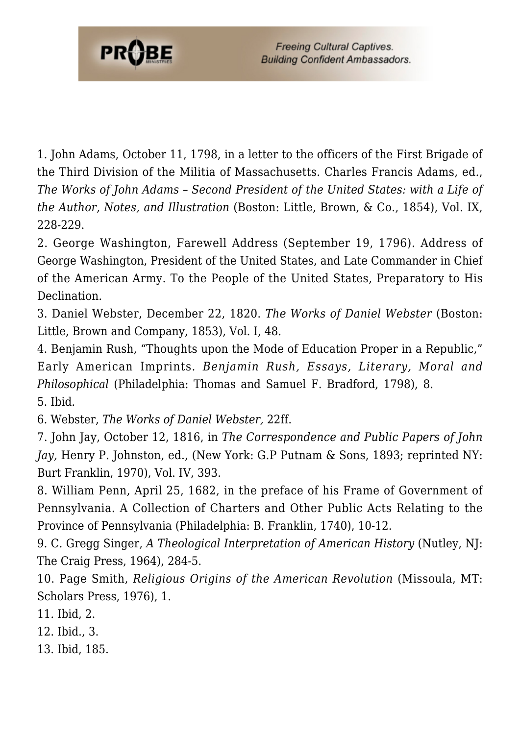1. John Adams, October 11, 1798, in a letter to the officers of the First Brigade of the Third Division of the Militia of Massachusetts. Charles Francis Adams, ed., *The Works of John Adams – Second President of the United States: with a Life of the Author, Notes, and Illustration* (Boston: Little, Brown, & Co., 1854), Vol. IX, 228-229.
2. George Washington, Farewell Address (September 19, 1796). Address of George Washington, President of the United States, and Late Commander in Chief of the American Army. To the People of the United States, Preparatory to His Declination.
3. Daniel Webster, December 22, 1820. *The Works of Daniel Webster* (Boston: Little, Brown and Company, 1853), Vol. I, 48.
4. Benjamin Rush, "Thoughts upon the Mode of Education Proper in a Republic," Early American Imprints. *Benjamin Rush, Essays, Literary, Moral and Philosophical* (Philadelphia: Thomas and Samuel F. Bradford, 1798), 8.
5. Ibid.
6. Webster, *The Works of Daniel Webster,* 22ff.
7. John Jay, October 12, 1816, in *The Correspondence and Public Papers of John Jay,* Henry P. Johnston, ed., (New York: G.P Putnam & Sons, 1893; reprinted NY: Burt Franklin, 1970), Vol. IV, 393.
8. William Penn, April 25, 1682, in the preface of his Frame of Government of Pennsylvania. A Collection of Charters and Other Public Acts Relating to the Province of Pennsylvania (Philadelphia: B. Franklin, 1740), 10-12.
9. C. Gregg Singer, *A Theological Interpretation of American History* (Nutley, NJ: The Craig Press, 1964), 284-5.
10. Page Smith, *Religious Origins of the American Revolution* (Missoula, MT: Scholars Press, 1976), 1.
11. Ibid, 2.
12. Ibid., 3.
13. Ibid, 185.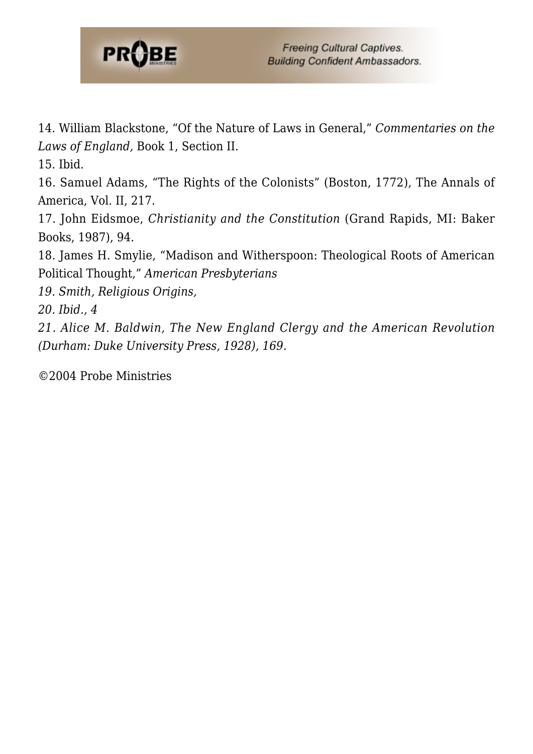14. William Blackstone, "Of the Nature of Laws in General," *Commentaries on the Laws of England,* Book 1, Section II.
15. Ibid.
16. Samuel Adams, "The Rights of the Colonists" (Boston, 1772), The Annals of America, Vol. II, 217.
17. John Eidsmoe, *Christianity and the Constitution* (Grand Rapids, MI: Baker Books, 1987), 94.
18. James H. Smylie, "Madison and Witherspoon: Theological Roots of American Political Thought," *American Presbyterians*
*19. Smith, Religious Origins,*
*20. Ibid., 4*
*21. Alice M. Baldwin, The New England Clergy and the American Revolution (Durham: Duke University Press, 1928), 169.*

©2004 Probe Ministries